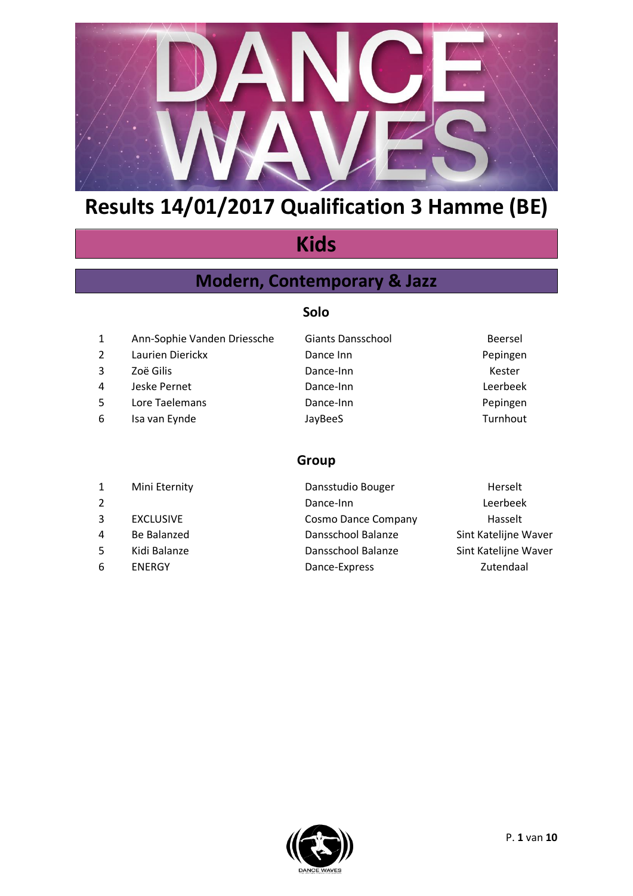# Results 14/01/2017 Qualification 3 Hamme (BE)

## Kids

### Modern, Contemporary & Jazz

#### Solo

| | | | |
|---|---|---|---|
| 1 | Ann-Sophie Vanden Driessche | Giants Dansschool | Beersel |
| 2 | Laurien Dierickx | Dance Inn | Pepingen |
| 3 | Zoë Gilis | Dance-Inn | Kester |
| 4 | Jeske Pernet | Dance-Inn | Leerbeek |
| 5 | Lore Taelemans | Dance-Inn | Pepingen |
| 6 | Isa van Eynde | JayBeeS | Turnhout |

#### Group

| | | | |
|---|---|---|---|
| 1 | Mini Eternity | Dansstudio Bouger | Herselt |
| 2 | | Dance-Inn | Leerbeek |
| 3 | EXCLUSIVE | Cosmo Dance Company | Hasselt |
| 4 | Be Balanzed | Dansschool Balanze | Sint Katelijne Waver |
| 5 | Kidi Balanze | Dansschool Balanze | Sint Katelijne Waver |
| 6 | ENERGY | Dance-Express | Zutendaal |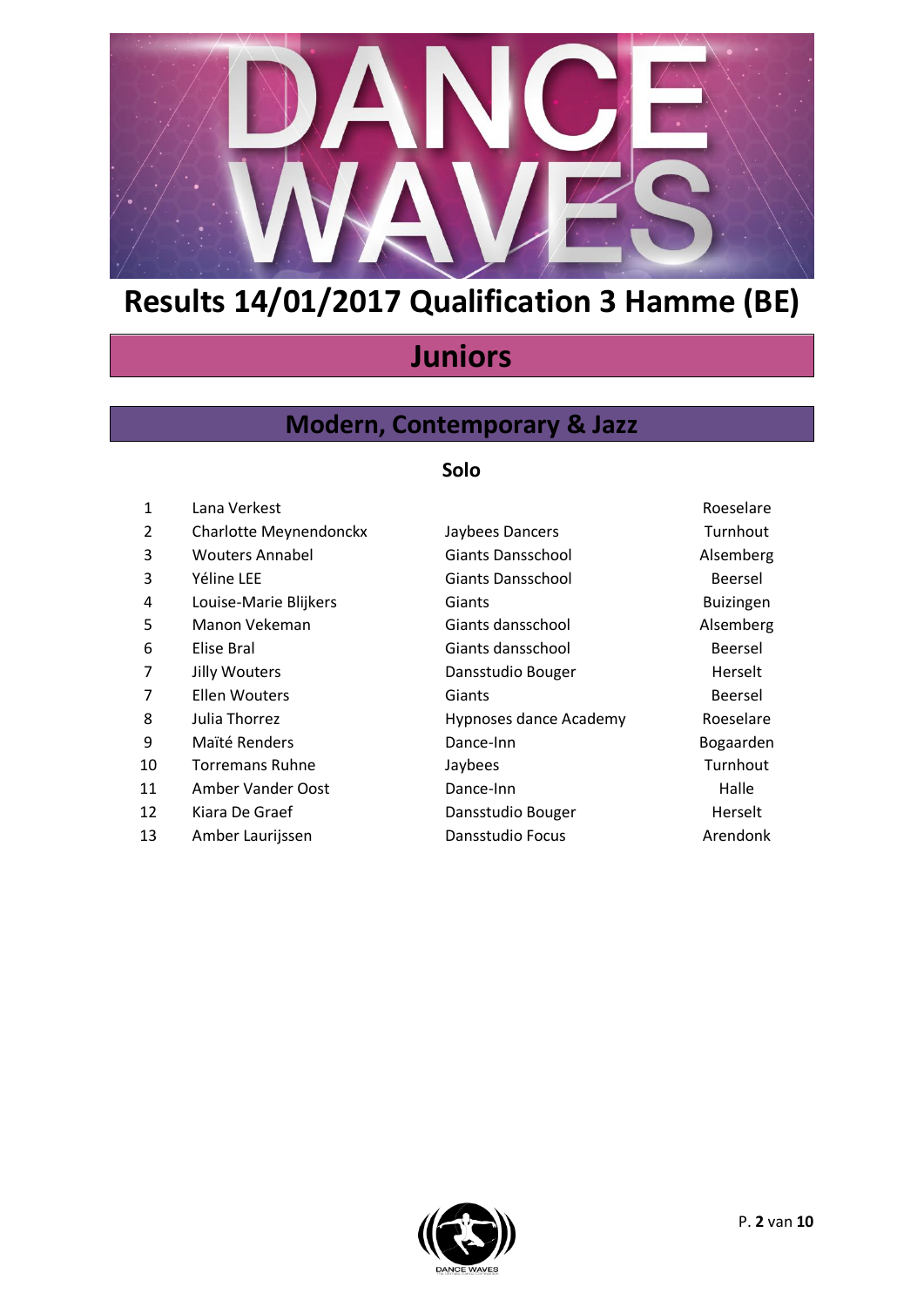# Results 14/01/2017 Qualification 3 Hamme (BE)

## Juniors

## Modern, Contemporary & Jazz

### Solo

| | | | |
|---|---|---|---|
| 1 | Lana Verkest | | Roeselare |
| 2 | Charlotte Meynendonckx | Jaybees Dancers | Turnhout |
| 3 | Wouters Annabel | Giants Dansschool | Alsemberg |
| 3 | Yéline LEE | Giants Dansschool | Beersel |
| 4 | Louise-Marie Blijkers | Giants | Buizingen |
| 5 | Manon Vekeman | Giants dansschool | Alsemberg |
| 6 | Elise Bral | Giants dansschool | Beersel |
| 7 | Jilly Wouters | Dansstudio Bouger | Herselt |
| 7 | Ellen Wouters | Giants | Beersel |
| 8 | Julia Thorrez | Hypnoses dance Academy | Roeselare |
| 9 | Maïté Renders | Dance-Inn | Bogaarden |
| 10 | Torremans Ruhne | Jaybees | Turnhout |
| 11 | Amber Vander Oost | Dance-Inn | Halle |
| 12 | Kiara De Graef | Dansstudio Bouger | Herselt |
| 13 | Amber Laurijssen | Dansstudio Focus | Arendonk |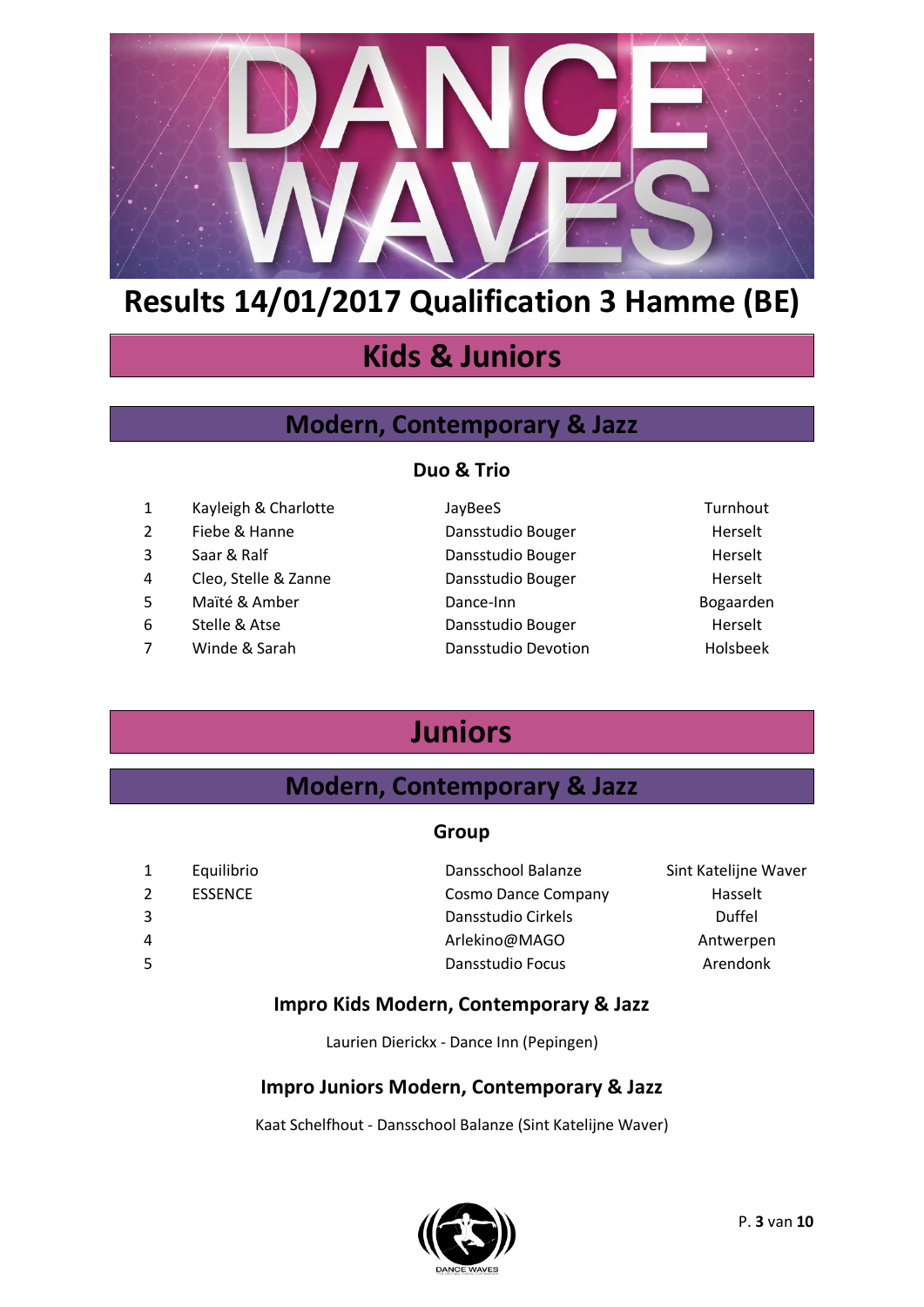# Results 14/01/2017 Qualification 3 Hamme (BE)

## Kids & Juniors

### Modern, Contemporary & Jazz

#### Duo & Trio

| | | | |
|---|---|---|---|
| 1 | Kayleigh & Charlotte | JayBeeS | Turnhout |
| 2 | Fiebe & Hanne | Dansstudio Bouger | Herselt |
| 3 | Saar & Ralf | Dansstudio Bouger | Herselt |
| 4 | Cleo, Stelle & Zanne | Dansstudio Bouger | Herselt |
| 5 | Maïté & Amber | Dance-Inn | Bogaarden |
| 6 | Stelle & Atse | Dansstudio Bouger | Herselt |
| 7 | Winde & Sarah | Dansstudio Devotion | Holsbeek |

## Juniors

### Modern, Contemporary & Jazz

#### Group

| | | | |
|---|---|---|---|
| 1 | Equilibrio | Dansschool Balanze | Sint Katelijne Waver |
| 2 | ESSENCE | Cosmo Dance Company | Hasselt |
| 3 | | Dansstudio Cirkels | Duffel |
| 4 | | Arlekino@MAGO | Antwerpen |
| 5 | | Dansstudio Focus | Arendonk |

#### Impro Kids Modern, Contemporary & Jazz

Laurien Dierickx - Dance Inn (Pepingen)

#### Impro Juniors Modern, Contemporary & Jazz

Kaat Schelfhout - Dansschool Balanze (Sint Katelijne Waver)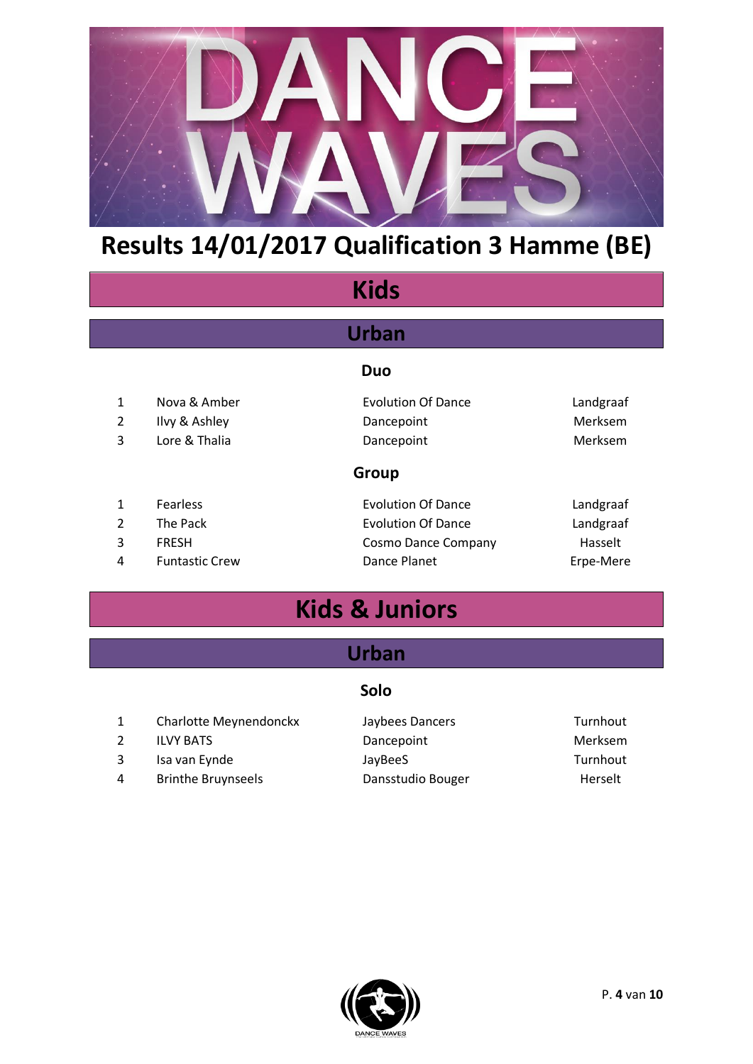# Results 14/01/2017 Qualification 3 Hamme (BE)

## Kids

### Urban

#### Duo

| | | | |
|---|---|---|---|
| 1 | Nova & Amber | Evolution Of Dance | Landgraaf |
| 2 | Ilvy & Ashley | Dancepoint | Merksem |
| 3 | Lore & Thalia | Dancepoint | Merksem |

#### Group

| | | | |
|---|---|---|---|
| 1 | Fearless | Evolution Of Dance | Landgraaf |
| 2 | The Pack | Evolution Of Dance | Landgraaf |
| 3 | FRESH | Cosmo Dance Company | Hasselt |
| 4 | Funtastic Crew | Dance Planet | Erpe-Mere |

## Kids & Juniors

### Urban

#### Solo

| | | | |
|---|---|---|---|
| 1 | Charlotte Meynendonckx | Jaybees Dancers | Turnhout |
| 2 | ILVY BATS | Dancepoint | Merksem |
| 3 | Isa van Eynde | JayBeeS | Turnhout |
| 4 | Brinthe Bruynseels | Dansstudio Bouger | Herselt |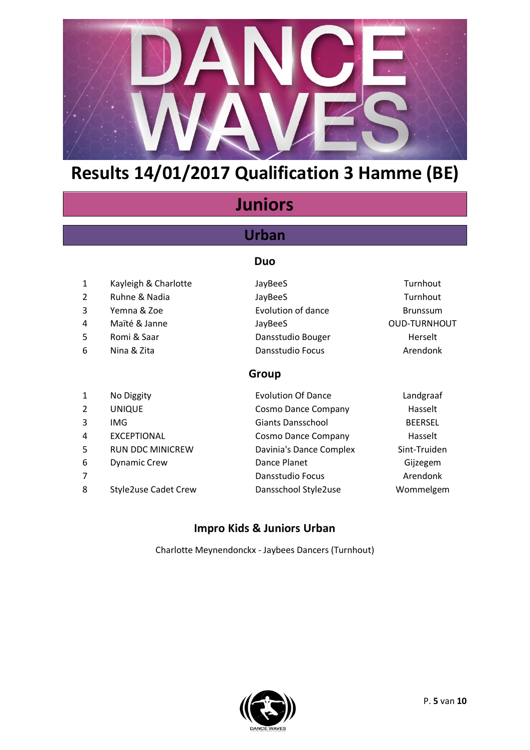# Results 14/01/2017 Qualification 3 Hamme (BE)

## Juniors

## Urban

### Duo

| | | | |
|---|---|---|---|
| 1 | Kayleigh & Charlotte | JayBeeS | Turnhout |
| 2 | Ruhne & Nadia | JayBeeS | Turnhout |
| 3 | Yemna & Zoe | Evolution of dance | Brunssum |
| 4 | Maïté & Janne | JayBeeS | OUD-TURNHOUT |
| 5 | Romi & Saar | Dansstudio Bouger | Herselt |
| 6 | Nina & Zita | Dansstudio Focus | Arendonk |

### Group

| | | | |
|---|---|---|---|
| 1 | No Diggity | Evolution Of Dance | Landgraaf |
| 2 | UNIQUE | Cosmo Dance Company | Hasselt |
| 3 | IMG | Giants Dansschool | BEERSEL |
| 4 | EXCEPTIONAL | Cosmo Dance Company | Hasselt |
| 5 | RUN DDC MINICREW | Davinia's Dance Complex | Sint-Truiden |
| 6 | Dynamic Crew | Dance Planet | Gijzegem |
| 7 | | Dansstudio Focus | Arendonk |
| 8 | Style2use Cadet Crew | Dansschool Style2use | Wommelgem |

### Impro Kids & Juniors Urban

Charlotte Meynendonckx - Jaybees Dancers (Turnhout)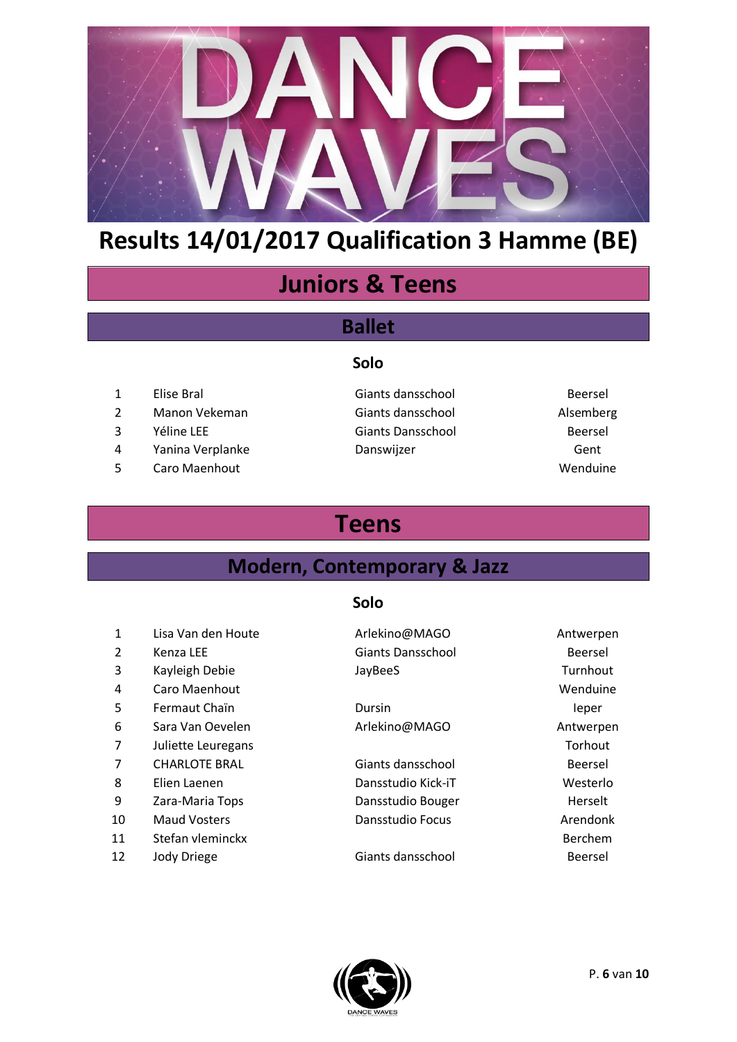# Results 14/01/2017 Qualification 3 Hamme (BE)

## Juniors & Teens

### Ballet

#### Solo

| | | | |
|---|---|---|---|
| 1 | Elise Bral | Giants dansschool | Beersel |
| 2 | Manon Vekeman | Giants dansschool | Alsemberg |
| 3 | Yéline LEE | Giants Dansschool | Beersel |
| 4 | Yanina Verplanke | Danswijzer | Gent |
| 5 | Caro Maenhout | | Wenduine |

## Teens

### Modern, Contemporary & Jazz

#### Solo

| | | | |
|---|---|---|---|
| 1 | Lisa Van den Houte | Arlekino@MAGO | Antwerpen |
| 2 | Kenza LEE | Giants Dansschool | Beersel |
| 3 | Kayleigh Debie | JayBeeS | Turnhout |
| 4 | Caro Maenhout | | Wenduine |
| 5 | Fermaut Chaïn | Dursin | Ieper |
| 6 | Sara Van Oevelen | Arlekino@MAGO | Antwerpen |
| 7 | Juliette Leuregans | | Torhout |
| 7 | CHARLOTE BRAL | Giants dansschool | Beersel |
| 8 | Elien Laenen | Dansstudio Kick-iT | Westerlo |
| 9 | Zara-Maria Tops | Dansstudio Bouger | Herselt |
| 10 | Maud Vosters | Dansstudio Focus | Arendonk |
| 11 | Stefan vleminckx | | Berchem |
| 12 | Jody Driege | Giants dansschool | Beersel |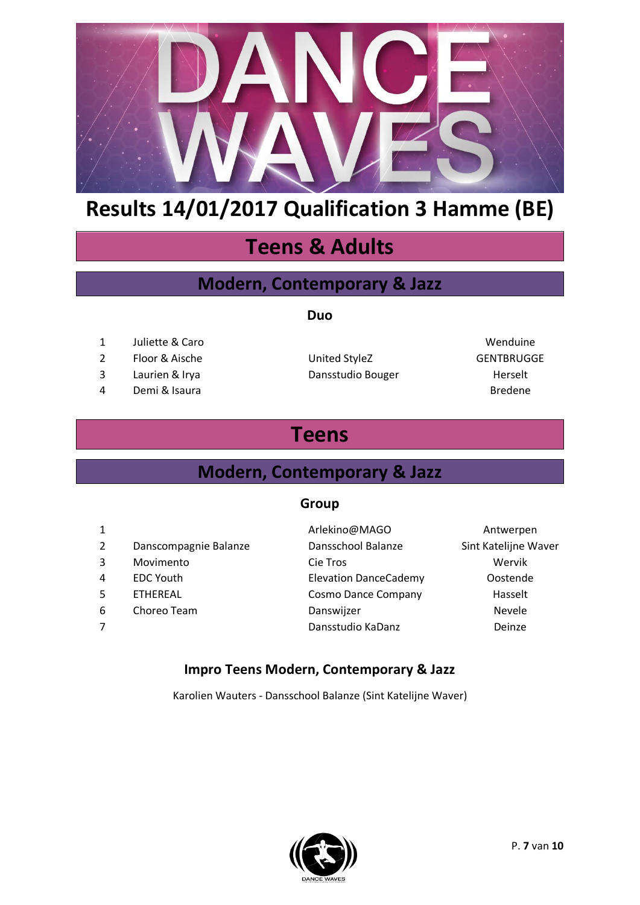# Results 14/01/2017 Qualification 3 Hamme (BE)

## Teens & Adults

### Modern, Contemporary & Jazz

#### Duo

| | | | |
|---|---|---|---|
| 1 | Juliette & Caro | | Wenduine |
| 2 | Floor & Aische | United StyleZ | GENTBRUGGE |
| 3 | Laurien & Irya | Dansstudio Bouger | Herselt |
| 4 | Demi & Isaura | | Bredene |

## Teens

### Modern, Contemporary & Jazz

#### Group

| | | | |
|---|---|---|---|
| 1 | | Arlekino@MAGO | Antwerpen |
| 2 | Danscompagnie Balanze | Dansschool Balanze | Sint Katelijne Waver |
| 3 | Movimento | Cie Tros | Wervik |
| 4 | EDC Youth | Elevation DanceCademy | Oostende |
| 5 | ETHEREAL | Cosmo Dance Company | Hasselt |
| 6 | Choreo Team | Danswijzer | Nevele |
| 7 | | Dansstudio KaDanz | Deinze |

#### Impro Teens Modern, Contemporary & Jazz

Karolien Wauters - Dansschool Balanze (Sint Katelijne Waver)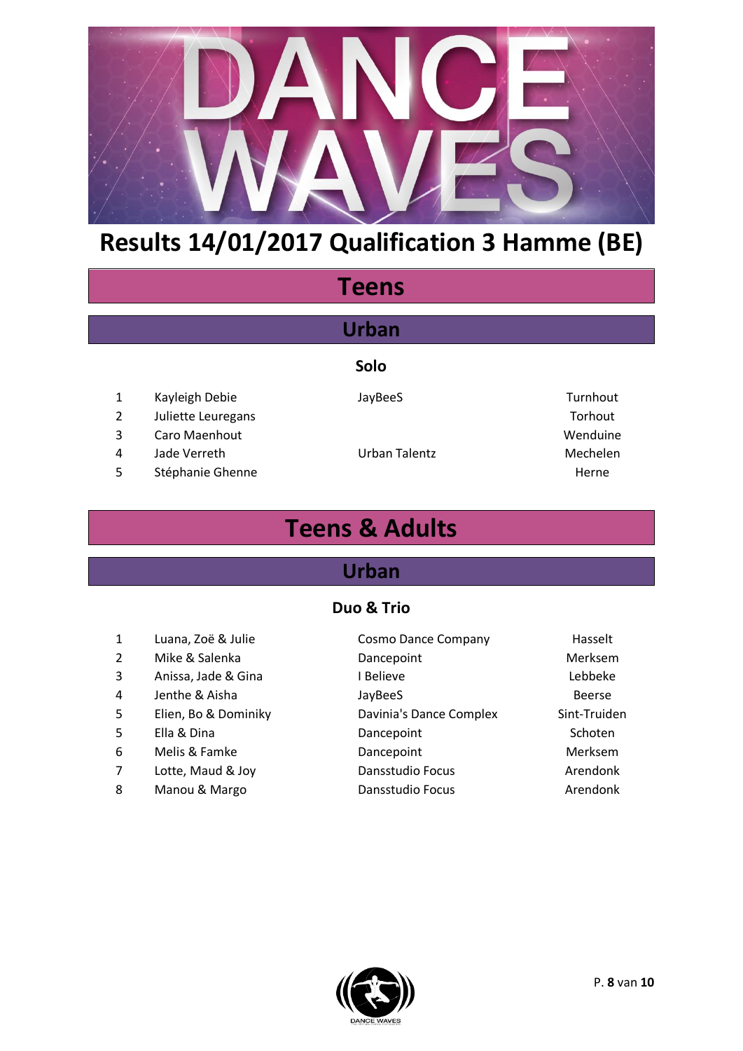# Results 14/01/2017 Qualification 3 Hamme (BE)

## Teens

### Urban

#### Solo

| | | | |
|---|---|---|---|
| 1 | Kayleigh Debie | JayBeeS | Turnhout |
| 2 | Juliette Leuregans | | Torhout |
| 3 | Caro Maenhout | | Wenduine |
| 4 | Jade Verreth | Urban Talentz | Mechelen |
| 5 | Stéphanie Ghenne | | Herne |

## Teens & Adults

### Urban

#### Duo & Trio

| | | | |
|---|---|---|---|
| 1 | Luana, Zoë & Julie | Cosmo Dance Company | Hasselt |
| 2 | Mike & Salenka | Dancepoint | Merksem |
| 3 | Anissa, Jade & Gina | I Believe | Lebbeke |
| 4 | Jenthe & Aisha | JayBeeS | Beerse |
| 5 | Elien, Bo & Dominiky | Davinia's Dance Complex | Sint-Truiden |
| 5 | Ella & Dina | Dancepoint | Schoten |
| 6 | Melis & Famke | Dancepoint | Merksem |
| 7 | Lotte, Maud & Joy | Dansstudio Focus | Arendonk |
| 8 | Manou & Margo | Dansstudio Focus | Arendonk |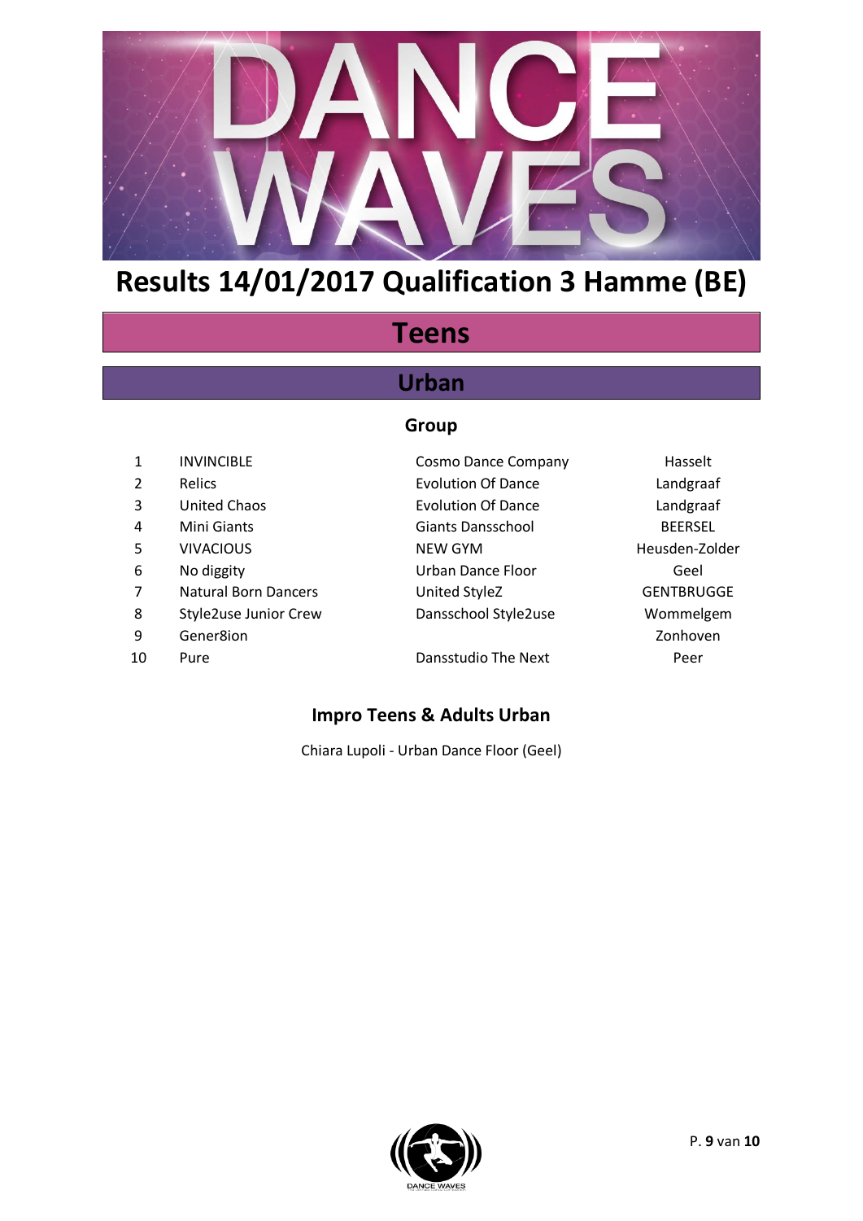# Results 14/01/2017 Qualification 3 Hamme (BE)

## Teens

## Urban

### Group

| | | | |
|---|---|---|---|
| 1 | INVINCIBLE | Cosmo Dance Company | Hasselt |
| 2 | Relics | Evolution Of Dance | Landgraaf |
| 3 | United Chaos | Evolution Of Dance | Landgraaf |
| 4 | Mini Giants | Giants Dansschool | BEERSEL |
| 5 | VIVACIOUS | NEW GYM | Heusden-Zolder |
| 6 | No diggity | Urban Dance Floor | Geel |
| 7 | Natural Born Dancers | United StyleZ | GENTBRUGGE |
| 8 | Style2use Junior Crew | Dansschool Style2use | Wommelgem |
| 9 | Gener8ion | | Zonhoven |
| 10 | Pure | Dansstudio The Next | Peer |

### Impro Teens & Adults Urban

Chiara Lupoli - Urban Dance Floor (Geel)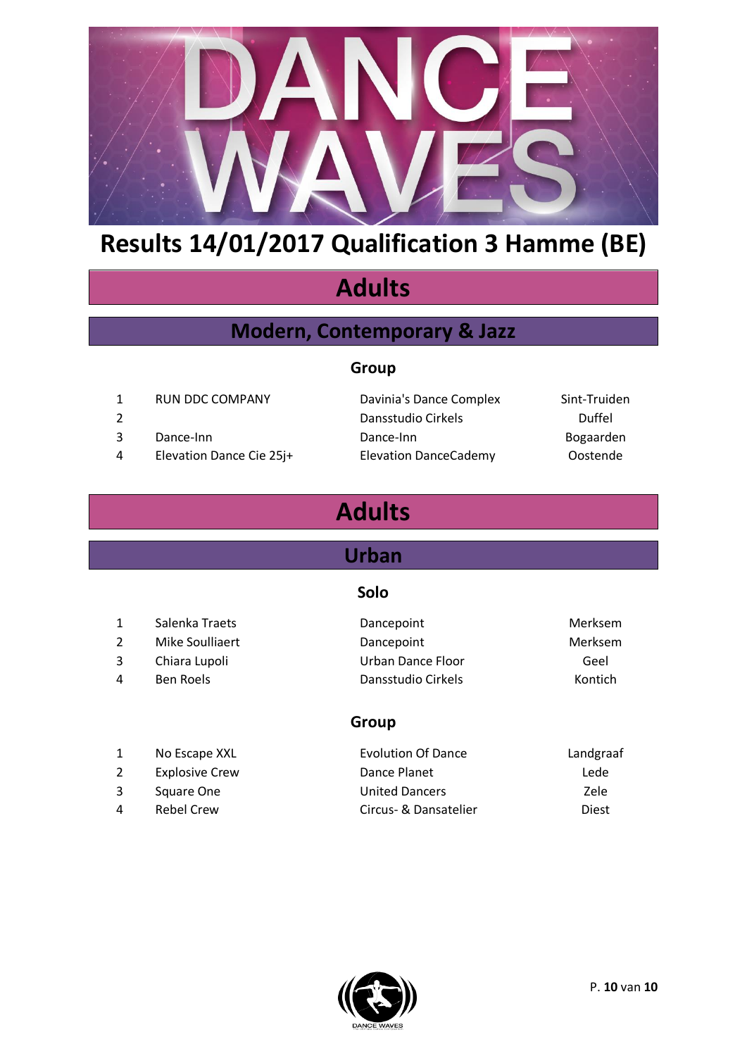# Results 14/01/2017 Qualification 3 Hamme (BE)

## Adults

### Modern, Contemporary & Jazz

#### Group

| | | | |
|---|---|---|---|
| 1 | RUN DDC COMPANY | Davinia's Dance Complex | Sint-Truiden |
| 2 | | Dansstudio Cirkels | Duffel |
| 3 | Dance-Inn | Dance-Inn | Bogaarden |
| 4 | Elevation Dance Cie 25j+ | Elevation DanceCademy | Oostende |

## Adults

### Urban

#### Solo

| | | | |
|---|---|---|---|
| 1 | Salenka Traets | Dancepoint | Merksem |
| 2 | Mike Soulliaert | Dancepoint | Merksem |
| 3 | Chiara Lupoli | Urban Dance Floor | Geel |
| 4 | Ben Roels | Dansstudio Cirkels | Kontich |

#### Group

| | | | |
|---|---|---|---|
| 1 | No Escape XXL | Evolution Of Dance | Landgraaf |
| 2 | Explosive Crew | Dance Planet | Lede |
| 3 | Square One | United Dancers | Zele |
| 4 | Rebel Crew | Circus- & Dansatelier | Diest |